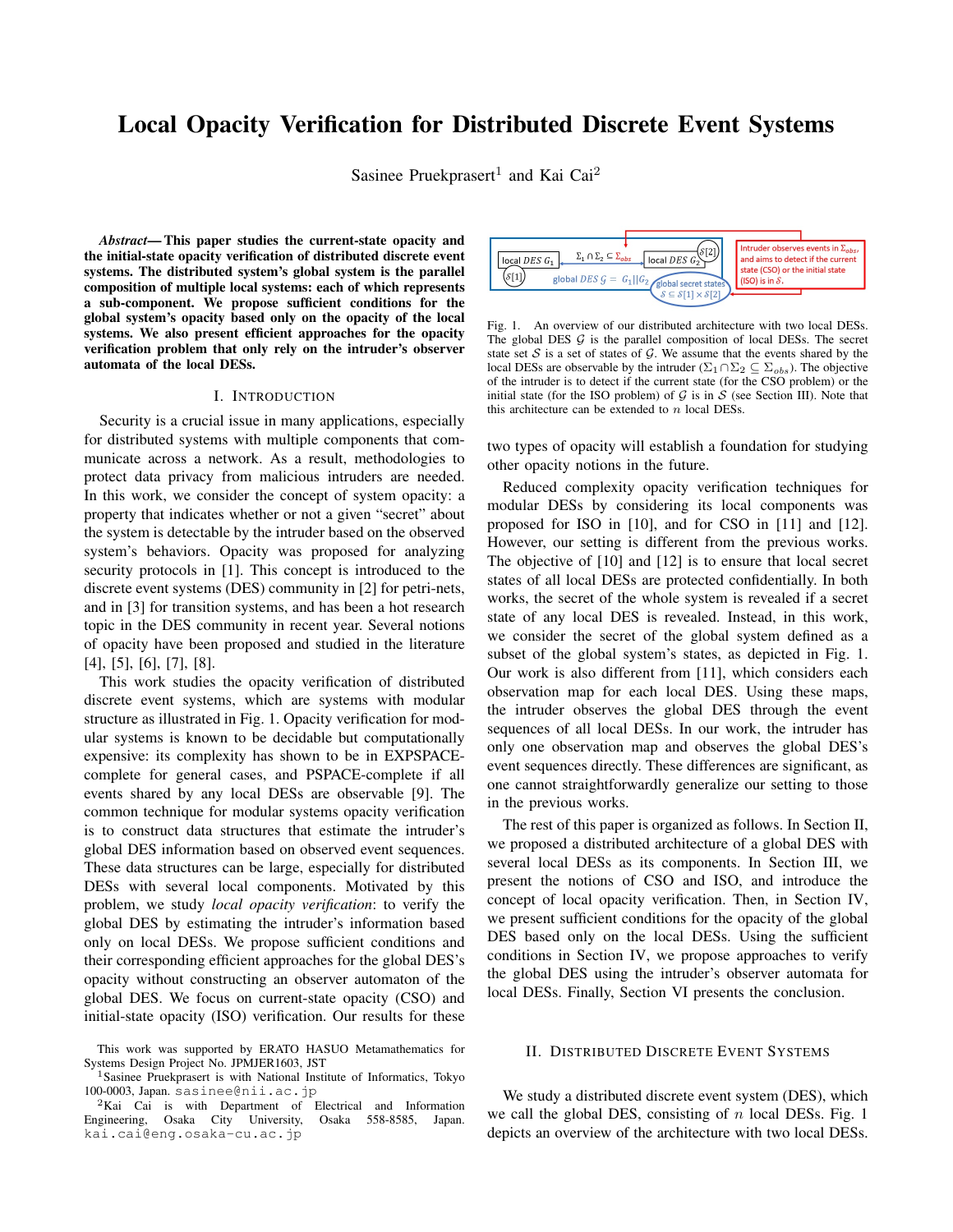# Local Opacity Verification for Distributed Discrete Event Systems

Sasinee Pruekprasert[1] and Kai Cai[2]

***Abstract*— This paper studies the current-state opacity and the initial-state opacity verification of distributed discrete event systems. The distributed system's global system is the parallel composition of multiple local systems: each of which represents a sub-component. We propose sufficient conditions for the global system's opacity based only on the opacity of the local systems. We also present efficient approaches for the opacity verification problem that only rely on the intruder's observer automata of the local DESs.**

## I. Introduction

Security is a crucial issue in many applications, especially for distributed systems with multiple components that communicate across a network. As a result, methodologies to protect data privacy from malicious intruders are needed. In this work, we consider the concept of system opacity: a property that indicates whether or not a given "secret" about the system is detectable by the intruder based on the observed system's behaviors. Opacity was proposed for analyzing security protocols in [1]. This concept is introduced to the discrete event systems (DES) community in [2] for petri-nets, and in [3] for transition systems, and has been a hot research topic in the DES community in recent year. Several notions of opacity have been proposed and studied in the literature [4], [5], [6], [7], [8].

This work studies the opacity verification of distributed discrete event systems, which are systems with modular structure as illustrated in Fig. 1. Opacity verification for modular systems is known to be decidable but computationally expensive: its complexity has shown to be in EXPSPACE-complete for general cases, and PSPACE-complete if all events shared by any local DESs are observable [9]. The common technique for modular systems opacity verification is to construct data structures that estimate the intruder's global DES information based on observed event sequences. These data structures can be large, especially for distributed DESs with several local components. Motivated by this problem, we study *local opacity verification*: to verify the global DES by estimating the intruder's information based only on local DESs. We propose sufficient conditions and their corresponding efficient approaches for the global DES's opacity without constructing an observer automaton of the global DES. We focus on current-state opacity (CSO) and initial-state opacity (ISO) verification. Our results for these two types of opacity will establish a foundation for studying other opacity notions in the future.

Fig. 1. An overview of our distributed architecture with two local DESs. The global DES $\mathcal{G}$ is the parallel composition of local DESs. The secret state set $\mathcal{S}$ is a set of states of $\mathcal{G}$. We assume that the events shared by the local DESs are observable by the intruder ($\Sigma_1 \cap \Sigma_2 \subseteq \Sigma_{obs}$). The objective of the intruder is to detect if the current state (for the CSO problem) or the initial state (for the ISO problem) of $\mathcal{G}$ is in $\mathcal{S}$ (see Section III). Note that this architecture can be extended to $n$ local DESs.

Reduced complexity opacity verification techniques for modular DESs by considering its local components was proposed for ISO in [10], and for CSO in [11] and [12]. However, our setting is different from the previous works. The objective of [10] and [12] is to ensure that local secret states of all local DESs are protected confidentially. In both works, the secret of the whole system is revealed if a secret state of any local DES is revealed. Instead, in this work, we consider the secret of the global system defined as a subset of the global system's states, as depicted in Fig. 1. Our work is also different from [11], which considers each observation map for each local DES. Using these maps, the intruder observes the global DES through the event sequences of all local DESs. In our work, the intruder has only one observation map and observes the global DES's event sequences directly. These differences are significant, as one cannot straightforwardly generalize our setting to those in the previous works.

The rest of this paper is organized as follows. In Section II, we proposed a distributed architecture of a global DES with several local DESs as its components. In Section III, we present the notions of CSO and ISO, and introduce the concept of local opacity verification. Then, in Section IV, we present sufficient conditions for the opacity of the global DES based only on the local DESs. Using the sufficient conditions in Section IV, we propose approaches to verify the global DES using the intruder's observer automata for local DESs. Finally, Section VI presents the conclusion.

## II. Distributed Discrete Event Systems

We study a distributed discrete event system (DES), which we call the global DES, consisting of $n$ local DESs. Fig. 1 depicts an overview of the architecture with two local DESs.

This work was supported by ERATO HASUO Metamathematics for Systems Design Project No. JPMJER1603, JST

[1]Sasinee Pruekprasert is with National Institute of Informatics, Tokyo 100-0003, Japan. sasinee@nii.ac.jp

[2]Kai Cai is with Department of Electrical and Information Engineering, Osaka City University, Osaka 558-8585, Japan. kai.cai@eng.osaka-cu.ac.jp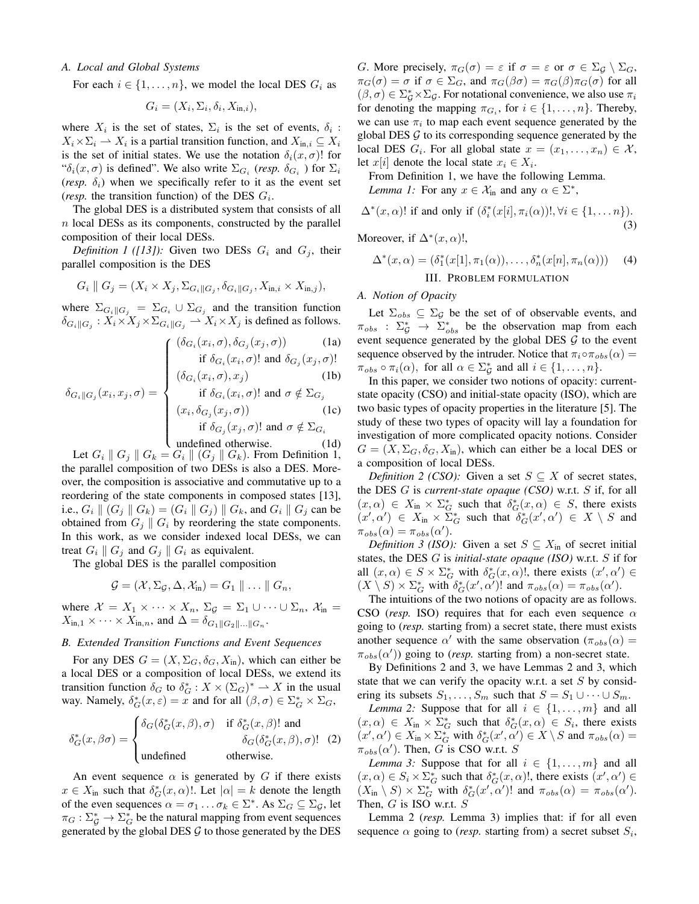### A. Local and Global Systems

For each $i \in \{1, \ldots, n\}$, we model the local DES $G_i$ as

$$G_i = (X_i, \Sigma_i, \delta_i, X_{\text{in},i}),$$

where $X_i$ is the set of states, $\Sigma_i$ is the set of events, $\delta_i : X_i \times \Sigma_i \rightharpoonup X_i$ is a partial transition function, and $X_{\text{in},i} \subseteq X_i$ is the set of initial states. We use the notation $\delta_i(x, \sigma)!$ for "$\delta_i(x, \sigma)$ is defined". We also write $\Sigma_{G_i}$ (*resp.* $\delta_{G_i}$ ) for $\Sigma_i$ (*resp.* $\delta_i$) when we specifically refer to it as the event set (*resp.* the transition function) of the DES $G_i$.

The global DES is a distributed system that consists of all $n$ local DESs as its components, constructed by the parallel composition of their local DESs.

*Definition 1 ([13]):* Given two DESs $G_i$ and $G_j$, their parallel composition is the DES

$$G_i \parallel G_j = (X_i \times X_j, \Sigma_{G_i \| G_j}, \delta_{G_i \| G_j}, X_{\text{in},i} \times X_{\text{in},j}),$$

where $\Sigma_{G_i \| G_j} = \Sigma_{G_i} \cup \Sigma_{G_j}$ and the transition function $\delta_{G_i \| G_j} : X_i \times X_j \times \Sigma_{G_i \| G_j} \rightharpoonup X_i \times X_j$ is defined as follows.

$$\delta_{G_i \| G_j}(x_i, x_j, \sigma) = \begin{cases} (\delta_{G_i}(x_i, \sigma), \delta_{G_j}(x_j, \sigma)) & \text{(1a)} \\ \quad \text{if } \delta_{G_i}(x_i, \sigma)! \text{ and } \delta_{G_j}(x_j, \sigma)! & \\ (\delta_{G_i}(x_i, \sigma), x_j) & \text{(1b)} \\ \quad \text{if } \delta_{G_i}(x_i, \sigma)! \text{ and } \sigma \notin \Sigma_{G_j} & \\ (x_i, \delta_{G_j}(x_j, \sigma)) & \text{(1c)} \\ \quad \text{if } \delta_{G_j}(x_j, \sigma)! \text{ and } \sigma \notin \Sigma_{G_i} & \\ \text{undefined otherwise.} & \text{(1d)} \end{cases}$$

Let $G_i \parallel G_j \parallel G_k = G_i \parallel (G_j \parallel G_k)$. From Definition 1, the parallel composition of two DESs is also a DES. Moreover, the composition is associative and commutative up to a reordering of the state components in composed states [13], i.e., $G_i \parallel (G_j \parallel G_k) = (G_i \parallel G_j) \parallel G_k$, and $G_i \parallel G_j$ can be obtained from $G_j \parallel G_i$ by reordering the state components. In this work, as we consider indexed local DESs, we can treat $G_i \parallel G_j$ and $G_j \parallel G_i$ as equivalent.

The global DES is the parallel composition

$$\mathcal{G} = (\mathcal{X}, \Sigma_{\mathcal{G}}, \Delta, \mathcal{X}_{\text{in}}) = G_1 \parallel \ldots \parallel G_n,$$

where $\mathcal{X} = X_1 \times \cdots \times X_n$, $\Sigma_{\mathcal{G}} = \Sigma_1 \cup \cdots \cup \Sigma_n$, $\mathcal{X}_{\text{in}} = X_{\text{in},1} \times \cdots \times X_{\text{in},n}$, and $\Delta = \delta_{G_1 \| G_2 \| \ldots \| G_n}$.

### B. Extended Transition Functions and Event Sequences

For any DES $G = (X, \Sigma_G, \delta_G, X_{\text{in}})$, which can either be a local DES or a composition of local DESs, we extend its transition function $\delta_G$ to $\delta_G^* : X \times (\Sigma_G)^* \rightharpoonup X$ in the usual way. Namely, $\delta_G^*(x, \varepsilon) = x$ and for all $(\beta, \sigma) \in \Sigma_G^* \times \Sigma_G$,

$$\delta_G^*(x, \beta\sigma) = \begin{cases} \delta_G(\delta_G^*(x, \beta), \sigma) & \text{if } \delta_G^*(x, \beta)! \text{ and} \\ & \quad \delta_G(\delta_G^*(x, \beta), \sigma)! \\ \text{undefined} & \text{otherwise.} \end{cases} \quad (2)$$

An event sequence $\alpha$ is generated by $G$ if there exists $x \in X_{\text{in}}$ such that $\delta_G^*(x, \alpha)!$. Let $|\alpha| = k$ denote the length of the even sequences $\alpha = \sigma_1 \ldots \sigma_k \in \Sigma^*$. As $\Sigma_G \subseteq \Sigma_{\mathcal{G}}$, let $\pi_G : \Sigma_{\mathcal{G}}^* \to \Sigma_G^*$ be the natural mapping from event sequences generated by the global DES $\mathcal{G}$ to those generated by the DES $G$. More precisely, $\pi_G(\sigma) = \varepsilon$ if $\sigma = \varepsilon$ or $\sigma \in \Sigma_{\mathcal{G}} \setminus \Sigma_G$, $\pi_G(\sigma) = \sigma$ if $\sigma \in \Sigma_G$, and $\pi_G(\beta\sigma) = \pi_G(\beta)\pi_G(\sigma)$ for all $(\beta, \sigma) \in \Sigma_{\mathcal{G}}^* \times \Sigma_{\mathcal{G}}$. For notational convenience, we also use $\pi_i$ for denoting the mapping $\pi_{G_i}$, for $i \in \{1, \ldots, n\}$. Thereby, we can use $\pi_i$ to map each event sequence generated by the global DES $\mathcal{G}$ to its corresponding sequence generated by the local DES $G_i$. For all global state $x = (x_1, \ldots, x_n) \in \mathcal{X}$, let $x[i]$ denote the local state $x_i \in X_i$.

From Definition 1, we have the following Lemma.

*Lemma 1:* For any $x \in \mathcal{X}_{\text{in}}$ and any $\alpha \in \Sigma^*$,

$$\Delta^*(x, \alpha)! \text{ if and only if } (\delta_i^*(x[i], \pi_i(\alpha))!, \forall i \in \{1, \ldots n\}). \quad (3)$$

Moreover, if $\Delta^*(x, \alpha)!$,

$$\Delta^*(x, \alpha) = (\delta_1^*(x[1], \pi_1(\alpha)), \ldots, \delta_n^*(x[n], \pi_n(\alpha))) \quad (4)$$

## III. Problem Formulation

### A. Notion of Opacity

Let $\Sigma_{obs} \subseteq \Sigma_{\mathcal{G}}$ be the set of of observable events, and $\pi_{obs} : \Sigma_{\mathcal{G}}^* \to \Sigma_{obs}^*$ be the observation map from each event sequence generated by the global DES $\mathcal{G}$ to the event sequence observed by the intruder. Notice that $\pi_i \circ \pi_{obs}(\alpha) = \pi_{obs} \circ \pi_i(\alpha)$, for all $\alpha \in \Sigma_{\mathcal{G}}^*$ and all $i \in \{1, \ldots, n\}$.

In this paper, we consider two notions of opacity: current-state opacity (CSO) and initial-state opacity (ISO), which are two basic types of opacity properties in the literature [5]. The study of these two types of opacity will lay a foundation for investigation of more complicated opacity notions. Consider $G = (X, \Sigma_G, \delta_G, X_{\text{in}})$, which can either be a local DES or a composition of local DESs.

*Definition 2 (CSO):* Given a set $S \subseteq X$ of secret states, the DES $G$ is *current-state opaque (CSO)* w.r.t. $S$ if, for all $(x, \alpha) \in X_{\text{in}} \times \Sigma_G^*$ such that $\delta_G^*(x, \alpha) \in S$, there exists $(x', \alpha') \in X_{\text{in}} \times \Sigma_G^*$ such that $\delta_G^*(x', \alpha') \in X \setminus S$ and $\pi_{obs}(\alpha) = \pi_{obs}(\alpha')$.

*Definition 3 (ISO):* Given a set $S \subseteq X_{\text{in}}$ of secret initial states, the DES $G$ is *initial-state opaque (ISO)* w.r.t. $S$ if for all $(x, \alpha) \in S \times \Sigma_G^*$ with $\delta_G^*(x, \alpha)!$, there exists $(x', \alpha') \in (X \setminus S) \times \Sigma_G^*$ with $\delta_G^*(x', \alpha')!$ and $\pi_{obs}(\alpha) = \pi_{obs}(\alpha')$.

The intuitions of the two notions of opacity are as follows. CSO (*resp.* ISO) requires that for each even sequence $\alpha$ going to (*resp.* starting from) a secret state, there must exists another sequence $\alpha'$ with the same observation ($\pi_{obs}(\alpha) = \pi_{obs}(\alpha')$) going to (*resp.* starting from) a non-secret state.

By Definitions 2 and 3, we have Lemmas 2 and 3, which state that we can verify the opacity w.r.t. a set $S$ by considering its subsets $S_1, \ldots, S_m$ such that $S = S_1 \cup \cdots \cup S_m$.

*Lemma 2:* Suppose that for all $i \in \{1, \ldots, m\}$ and all $(x, \alpha) \in X_{\text{in}} \times \Sigma_G^*$ such that $\delta_G^*(x, \alpha) \in S_i$, there exists $(x', \alpha') \in X_{\text{in}} \times \Sigma_G^*$ with $\delta_G^*(x', \alpha') \in X \setminus S$ and $\pi_{obs}(\alpha) = \pi_{obs}(\alpha')$. Then, $G$ is CSO w.r.t. $S$

*Lemma 3:* Suppose that for all $i \in \{1, \ldots, m\}$ and all $(x, \alpha) \in S_i \times \Sigma_G^*$ such that $\delta_G^*(x, \alpha)!$, there exists $(x', \alpha') \in (X_{\text{in}} \setminus S) \times \Sigma_G^*$ with $\delta_G^*(x', \alpha')!$ and $\pi_{obs}(\alpha) = \pi_{obs}(\alpha')$. Then, $G$ is ISO w.r.t. $S$

Lemma 2 (*resp.* Lemma 3) implies that: if for all even sequence $\alpha$ going to (*resp.* starting from) a secret subset $S_i$,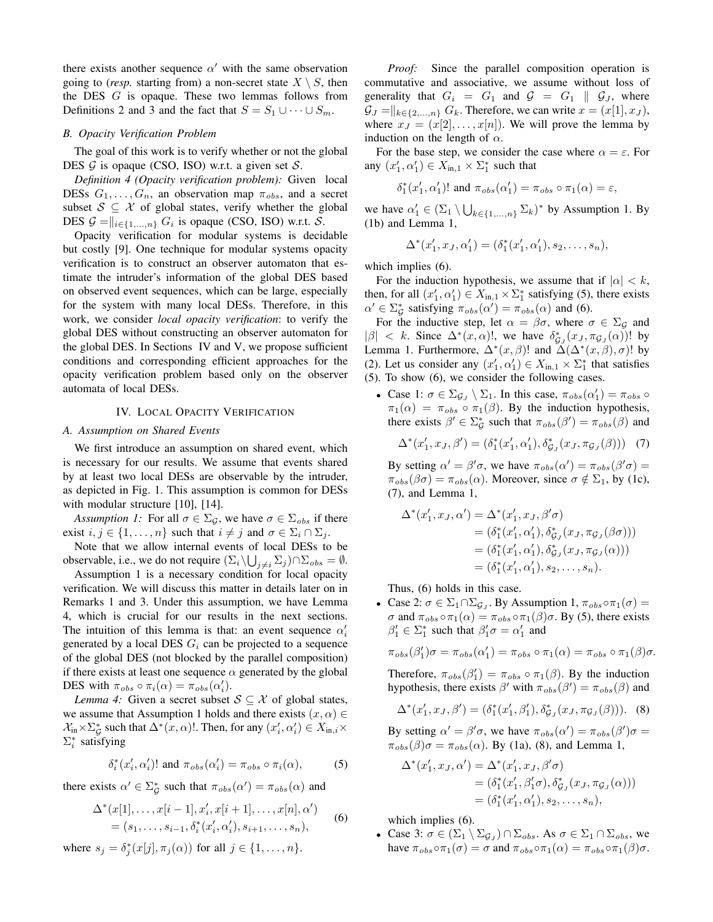there exists another sequence $\alpha'$ with the same observation going to (*resp.* starting from) a non-secret state $X \setminus S$, then the DES $G$ is opaque. These two lemmas follows from Definitions 2 and 3 and the fact that $S = S_1 \cup \cdots \cup S_m$.

### B. Opacity Verification Problem

The goal of this work is to verify whether or not the global DES $\mathcal{G}$ is opaque (CSO, ISO) w.r.t. a given set $\mathcal{S}$.

*Definition 4 (Opacity verification problem):* Given local DESs $G_1, \ldots, G_n$, an observation map $\pi_{obs}$, and a secret subset $\mathcal{S} \subseteq \mathcal{X}$ of global states, verify whether the global DES $\mathcal{G} = \|_{i \in \{1,\ldots,n\}} G_i$ is opaque (CSO, ISO) w.r.t. $\mathcal{S}$.

Opacity verification for modular systems is decidable but costly [9]. One technique for modular systems opacity verification is to construct an observer automaton that estimate the intruder's information of the global DES based on observed event sequences, which can be large, especially for the system with many local DESs. Therefore, in this work, we consider *local opacity verification*: to verify the global DES without constructing an observer automaton for the global DES. In Sections IV and V, we propose sufficient conditions and corresponding efficient approaches for the opacity verification problem based only on the observer automata of local DESs.

## IV. Local Opacity Verification

### A. Assumption on Shared Events

We first introduce an assumption on shared event, which is necessary for our results. We assume that events shared by at least two local DESs are observable by the intruder, as depicted in Fig. 1. This assumption is common for DESs with modular structure [10], [14].

*Assumption 1:* For all $\sigma \in \Sigma_{\mathcal{G}}$, we have $\sigma \in \Sigma_{obs}$ if there exist $i, j \in \{1, \ldots, n\}$ such that $i \neq j$ and $\sigma \in \Sigma_i \cap \Sigma_j$.

Note that we allow internal events of local DESs to be observable, i.e., we do not require $(\Sigma_i \setminus \bigcup_{j \neq i} \Sigma_j) \cap \Sigma_{obs} = \emptyset$.

Assumption 1 is a necessary condition for local opacity verification. We will discuss this matter in details later on in Remarks 1 and 3. Under this assumption, we have Lemma 4, which is crucial for our results in the next sections. The intuition of this lemma is that: an event sequence $\alpha_i'$ generated by a local DES $G_i$ can be projected to a sequence of the global DES (not blocked by the parallel composition) if there exists at least one sequence $\alpha$ generated by the global DES with $\pi_{obs} \circ \pi_i(\alpha) = \pi_{obs}(\alpha_i')$.

*Lemma 4:* Given a secret subset $\mathcal{S} \subseteq \mathcal{X}$ of global states, we assume that Assumption 1 holds and there exists $(x, \alpha) \in \mathcal{X}_{\text{in}} \times \Sigma_{\mathcal{G}}^*$ such that $\Delta^*(x, \alpha)!$. Then, for any $(x_i', \alpha_i') \in X_{\text{in},i} \times \Sigma_i^*$ satisfying

$$\delta_i^*(x_i', \alpha_i')! \text{ and } \pi_{obs}(\alpha_i') = \pi_{obs} \circ \pi_i(\alpha), \tag{5}$$

there exists $\alpha' \in \Sigma_{\mathcal{G}}^*$ such that $\pi_{obs}(\alpha') = \pi_{obs}(\alpha)$ and

$$\begin{aligned} &\Delta^*(x[1], \ldots, x[i-1], x_i', x[i+1], \ldots, x[n], \alpha') \\ &= (s_1, \ldots, s_{i-1}, \delta_i^*(x_i', \alpha_i'), s_{i+1}, \ldots, s_n), \end{aligned} \tag{6}$$

where $s_j = \delta_j^*(x[j], \pi_j(\alpha))$ for all $j \in \{1, \ldots, n\}$.

*Proof:* Since the parallel composition operation is commutative and associative, we assume without loss of generality that $G_i = G_1$ and $\mathcal{G} = G_1 \parallel \mathcal{G}_J$, where $\mathcal{G}_J = \|_{k \in \{2,\ldots,n\}} G_k$. Therefore, we can write $x = (x[1], x_J)$, where $x_J = (x[2], \ldots, x[n])$. We will prove the lemma by induction on the length of $\alpha$.

For the base step, we consider the case where $\alpha = \varepsilon$. For any $(x_1', \alpha_1') \in X_{\text{in},1} \times \Sigma_1^*$ such that

$$\delta_1^*(x_1', \alpha_1')! \text{ and } \pi_{obs}(\alpha_1') = \pi_{obs} \circ \pi_1(\alpha) = \varepsilon,$$

we have $\alpha_1' \in (\Sigma_1 \setminus \bigcup_{k \in \{1,\ldots,n\}} \Sigma_k)^*$ by Assumption 1. By (1b) and Lemma 1,

$$\Delta^*(x_1', x_J, \alpha_1') = (\delta_1^*(x_1', \alpha_1'), s_2, \ldots, s_n),$$

which implies (6).

For the induction hypothesis, we assume that if $|\alpha| < k$, then, for all $(x_1', \alpha_1') \in X_{\text{in},1} \times \Sigma_1^*$ satisfying (5), there exists $\alpha' \in \Sigma_{\mathcal{G}}^*$ satisfying $\pi_{obs}(\alpha') = \pi_{obs}(\alpha)$ and (6).

For the inductive step, let $\alpha = \beta\sigma$, where $\sigma \in \Sigma_{\mathcal{G}}$ and $|\beta| < k$. Since $\Delta^*(x, \alpha)!$, we have $\delta_{\mathcal{G}_J}^*(x_J, \pi_{\mathcal{G}_J}(\alpha))!$ by Lemma 1. Furthermore, $\Delta^*(x, \beta)!$ and $\Delta(\Delta^*(x, \beta), \sigma)!$ by (2). Let us consider any $(x_1', \alpha_1') \in X_{\text{in},1} \times \Sigma_1^*$ that satisfies (5). To show (6), we consider the following cases.

- Case 1: $\sigma \in \Sigma_{\mathcal{G}_J} \setminus \Sigma_1$. In this case, $\pi_{obs}(\alpha_1') = \pi_{obs} \circ \pi_1(\alpha) = \pi_{obs} \circ \pi_1(\beta)$. By the induction hypothesis, there exists $\beta' \in \Sigma_{\mathcal{G}}^*$ such that $\pi_{obs}(\beta') = \pi_{obs}(\beta)$ and

  $$\Delta^*(x_1', x_J, \beta') = (\delta_1^*(x_1', \alpha_1'), \delta_{\mathcal{G}_J}^*(x_J, \pi_{\mathcal{G}_J}(\beta))) \tag{7}$$

  By setting $\alpha' = \beta'\sigma$, we have $\pi_{obs}(\alpha') = \pi_{obs}(\beta'\sigma) = \pi_{obs}(\beta\sigma) = \pi_{obs}(\alpha)$. Moreover, since $\sigma \notin \Sigma_1$, by (1c), (7), and Lemma 1,

  $$\begin{aligned} \Delta^*(x_1', x_J, \alpha') &= \Delta^*(x_1', x_J, \beta'\sigma) \\ &= (\delta_1^*(x_1', \alpha_1'), \delta_{\mathcal{G}_J}^*(x_J, \pi_{\mathcal{G}_J}(\beta\sigma))) \\ &= (\delta_1^*(x_1', \alpha_1'), \delta_{\mathcal{G}_J}^*(x_J, \pi_{\mathcal{G}_J}(\alpha))) \\ &= (\delta_1^*(x_1', \alpha_1'), s_2, \ldots, s_n). \end{aligned}$$

  Thus, (6) holds in this case.

- Case 2: $\sigma \in \Sigma_1 \cap \Sigma_{\mathcal{G}_J}$. By Assumption 1, $\pi_{obs} \circ \pi_1(\sigma) = \sigma$ and $\pi_{obs} \circ \pi_1(\alpha) = \pi_{obs} \circ \pi_1(\beta)\sigma$. By (5), there exists $\beta_1' \in \Sigma_1^*$ such that $\beta_1'\sigma = \alpha_1'$ and

  $$\pi_{obs}(\beta_1')\sigma = \pi_{obs}(\alpha_1') = \pi_{obs} \circ \pi_1(\alpha) = \pi_{obs} \circ \pi_1(\beta)\sigma.$$

  Therefore, $\pi_{obs}(\beta_1') = \pi_{obs} \circ \pi_1(\beta)$. By the induction hypothesis, there exists $\beta'$ with $\pi_{obs}(\beta') = \pi_{obs}(\beta)$ and

  $$\Delta^*(x_1', x_J, \beta') = (\delta_1^*(x_1', \beta_1'), \delta_{\mathcal{G}_J}^*(x_J, \pi_{\mathcal{G}_J}(\beta))). \tag{8}$$

  By setting $\alpha' = \beta'\sigma$, we have $\pi_{obs}(\alpha') = \pi_{obs}(\beta')\sigma = \pi_{obs}(\beta)\sigma = \pi_{obs}(\alpha)$. By (1a), (8), and Lemma 1,

  $$\begin{aligned} \Delta^*(x_1', x_J, \alpha') &= \Delta^*(x_1', x_J, \beta'\sigma) \\ &= (\delta_1^*(x_1', \beta_1'\sigma), \delta_{\mathcal{G}_J}^*(x_J, \pi_{\mathcal{G}_J}(\alpha))) \\ &= (\delta_1^*(x_1', \alpha_1'), s_2, \ldots, s_n), \end{aligned}$$

  which implies (6).

- Case 3: $\sigma \in (\Sigma_1 \setminus \Sigma_{\mathcal{G}_J}) \cap \Sigma_{obs}$. As $\sigma \in \Sigma_1 \cap \Sigma_{obs}$, we have $\pi_{obs} \circ \pi_1(\sigma) = \sigma$ and $\pi_{obs} \circ \pi_1(\alpha) = \pi_{obs} \circ \pi_1(\beta)\sigma$.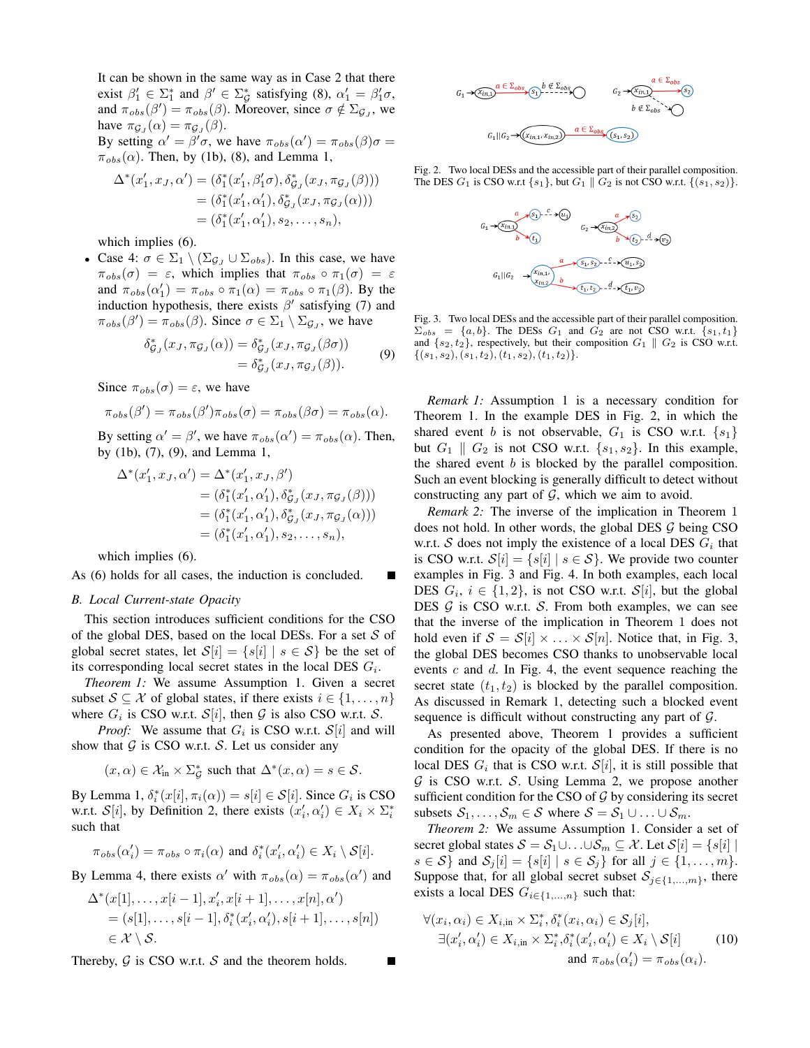It can be shown in the same way as in Case 2 that there exist $\beta_1' \in \Sigma_1^*$ and $\beta' \in \Sigma_{\mathcal{G}}^*$ satisfying (8), $\alpha_1' = \beta_1'\sigma$, and $\pi_{obs}(\beta') = \pi_{obs}(\beta)$. Moreover, since $\sigma \notin \Sigma_{\mathcal{G}_J}$, we have $\pi_{\mathcal{G}_J}(\alpha) = \pi_{\mathcal{G}_J}(\beta)$.

By setting $\alpha' = \beta'\sigma$, we have $\pi_{obs}(\alpha') = \pi_{obs}(\beta)\sigma = \pi_{obs}(\alpha)$. Then, by (1b), (8), and Lemma 1,

$$
\begin{aligned}
\Delta^*(x_1', x_J, \alpha') &= (\delta_1^*(x_1', \beta_1'\sigma), \delta_{\mathcal{G}_J}^*(x_J, \pi_{\mathcal{G}_J}(\beta))) \\
&= (\delta_1^*(x_1', \alpha_1'), \delta_{\mathcal{G}_J}^*(x_J, \pi_{\mathcal{G}_J}(\alpha))) \\
&= (\delta_1^*(x_1', \alpha_1'), s_2, \ldots, s_n),
\end{aligned}
$$

which implies (6).

- Case 4: $\sigma \in \Sigma_1 \setminus (\Sigma_{\mathcal{G}_J} \cup \Sigma_{obs})$. In this case, we have $\pi_{obs}(\sigma) = \varepsilon$, which implies that $\pi_{obs} \circ \pi_1(\sigma) = \varepsilon$ and $\pi_{obs}(\alpha_1') = \pi_{obs} \circ \pi_1(\alpha) = \pi_{obs} \circ \pi_1(\beta)$. By the induction hypothesis, there exists $\beta'$ satisfying (7) and $\pi_{obs}(\beta') = \pi_{obs}(\beta)$. Since $\sigma \in \Sigma_1 \setminus \Sigma_{\mathcal{G}_J}$, we have

$$
\begin{aligned}
\delta_{\mathcal{G}_J}^*(x_J, \pi_{\mathcal{G}_J}(\alpha)) &= \delta_{\mathcal{G}_J}^*(x_J, \pi_{\mathcal{G}_J}(\beta\sigma)) \\
&= \delta_{\mathcal{G}_J}^*(x_J, \pi_{\mathcal{G}_J}(\beta)).
\end{aligned} \tag{9}
$$

Since $\pi_{obs}(\sigma) = \varepsilon$, we have

$$
\pi_{obs}(\beta') = \pi_{obs}(\beta')\pi_{obs}(\sigma) = \pi_{obs}(\beta\sigma) = \pi_{obs}(\alpha).
$$

By setting $\alpha' = \beta'$, we have $\pi_{obs}(\alpha') = \pi_{obs}(\alpha)$. Then, by (1b), (7), (9), and Lemma 1,

$$
\begin{aligned}
\Delta^*(x_1', x_J, \alpha') &= \Delta^*(x_1', x_J, \beta') \\
&= (\delta_1^*(x_1', \alpha_1'), \delta_{\mathcal{G}_J}^*(x_J, \pi_{\mathcal{G}_J}(\beta))) \\
&= (\delta_1^*(x_1', \alpha_1'), \delta_{\mathcal{G}_J}^*(x_J, \pi_{\mathcal{G}_J}(\alpha))) \\
&= (\delta_1^*(x_1', \alpha_1'), s_2, \ldots, s_n),
\end{aligned}
$$

which implies (6).

As (6) holds for all cases, the induction is concluded. ■

### B. Local Current-state Opacity

This section introduces sufficient conditions for the CSO of the global DES, based on the local DESs. For a set $\mathcal{S}$ of global secret states, let $\mathcal{S}[i] = \{s[i] \mid s \in \mathcal{S}\}$ be the set of its corresponding local secret states in the local DES $G_i$.

*Theorem 1:* We assume Assumption 1. Given a secret subset $\mathcal{S} \subseteq \mathcal{X}$ of global states, if there exists $i \in \{1, \ldots, n\}$ where $G_i$ is CSO w.r.t. $\mathcal{S}[i]$, then $\mathcal{G}$ is also CSO w.r.t. $\mathcal{S}$.

*Proof:* We assume that $G_i$ is CSO w.r.t. $\mathcal{S}[i]$ and will show that $\mathcal{G}$ is CSO w.r.t. $\mathcal{S}$. Let us consider any

$$
(x, \alpha) \in \mathcal{X}_{\text{in}} \times \Sigma_{\mathcal{G}}^* \text{ such that } \Delta^*(x, \alpha) = s \in \mathcal{S}.
$$

By Lemma 1, $\delta_i^*(x[i], \pi_i(\alpha)) = s[i] \in \mathcal{S}[i]$. Since $G_i$ is CSO w.r.t. $\mathcal{S}[i]$, by Definition 2, there exists $(x_i', \alpha_i') \in X_i \times \Sigma_i^*$ such that

$$
\pi_{obs}(\alpha_i') = \pi_{obs} \circ \pi_i(\alpha) \text{ and } \delta_i^*(x_i', \alpha_i') \in X_i \setminus \mathcal{S}[i].
$$

By Lemma 4, there exists $\alpha'$ with $\pi_{obs}(\alpha) = \pi_{obs}(\alpha')$ and

$$
\begin{aligned}
&\Delta^*(x[1], \ldots, x[i-1], x_i', x[i+1], \ldots, x[n], \alpha') \\
&\quad = (s[1], \ldots, s[i-1], \delta_i^*(x_i', \alpha_i'), s[i+1], \ldots, s[n]) \\
&\quad \in \mathcal{X} \setminus \mathcal{S}.
\end{aligned}
$$

Thereby, $\mathcal{G}$ is CSO w.r.t. $\mathcal{S}$ and the theorem holds. ■

Fig. 2. Two local DESs and the accessible part of their parallel composition. The DES $G_1$ is CSO w.r.t $\{s_1\}$, but $G_1 \parallel G_2$ is not CSO w.r.t. $\{(s_1, s_2)\}$.

Fig. 3. Two local DESs and the accessible part of their parallel composition. $\Sigma_{obs} = \{a, b\}$. The DESs $G_1$ and $G_2$ are not CSO w.r.t. $\{s_1, t_1\}$ and $\{s_2, t_2\}$, respectively, but their composition $G_1 \parallel G_2$ is CSO w.r.t. $\{(s_1, s_2), (s_1, t_2), (t_1, s_2), (t_1, t_2)\}$.

*Remark 1:* Assumption 1 is a necessary condition for Theorem 1. In the example DES in Fig. 2, in which the shared event $b$ is not observable, $G_1$ is CSO w.r.t. $\{s_1\}$ but $G_1 \parallel G_2$ is not CSO w.r.t. $\{s_1, s_2\}$. In this example, the shared event $b$ is blocked by the parallel composition. Such an event blocking is generally difficult to detect without constructing any part of $\mathcal{G}$, which we aim to avoid.

*Remark 2:* The inverse of the implication in Theorem 1 does not hold. In other words, the global DES $\mathcal{G}$ being CSO w.r.t. $\mathcal{S}$ does not imply the existence of a local DES $G_i$ that is CSO w.r.t. $\mathcal{S}[i] = \{s[i] \mid s \in \mathcal{S}\}$. We provide two counter examples in Fig. 3 and Fig. 4. In both examples, each local DES $G_i$, $i \in \{1, 2\}$, is not CSO w.r.t. $\mathcal{S}[i]$, but the global DES $\mathcal{G}$ is CSO w.r.t. $\mathcal{S}$. From both examples, we can see that the inverse of the implication in Theorem 1 does not hold even if $\mathcal{S} = \mathcal{S}[i] \times \ldots \times \mathcal{S}[n]$. Notice that, in Fig. 3, the global DES becomes CSO thanks to unobservable local events $c$ and $d$. In Fig. 4, the event sequence reaching the secret state $(t_1, t_2)$ is blocked by the parallel composition. As discussed in Remark 1, detecting such a blocked event sequence is difficult without constructing any part of $\mathcal{G}$.

As presented above, Theorem 1 provides a sufficient condition for the opacity of the global DES. If there is no local DES $G_i$ that is CSO w.r.t. $\mathcal{S}[i]$, it is still possible that $\mathcal{G}$ is CSO w.r.t. $\mathcal{S}$. Using Lemma 2, we propose another sufficient condition for the CSO of $\mathcal{G}$ by considering its secret subsets $\mathcal{S}_1, \ldots, \mathcal{S}_m \in \mathcal{S}$ where $\mathcal{S} = \mathcal{S}_1 \cup \ldots \cup \mathcal{S}_m$.

*Theorem 2:* We assume Assumption 1. Consider a set of secret global states $\mathcal{S} = \mathcal{S}_1 \cup \ldots \cup \mathcal{S}_m \subseteq \mathcal{X}$. Let $\mathcal{S}[i] = \{s[i] \mid s \in \mathcal{S}\}$ and $\mathcal{S}_j[i] = \{s[i] \mid s \in \mathcal{S}_j\}$ for all $j \in \{1, \ldots, m\}$. Suppose that, for all global secret subset $\mathcal{S}_{j \in \{1, \ldots, m\}}$, there exists a local DES $G_{i \in \{1, \ldots, n\}}$ such that:

$$
\begin{aligned}
&\forall (x_i, \alpha_i) \in X_{i,\text{in}} \times \Sigma_i^*, \delta_i^*(x_i, \alpha_i) \in \mathcal{S}_j[i], \\
&\quad \exists (x_i', \alpha_i') \in X_{i,\text{in}} \times \Sigma_i^*, \delta_i^*(x_i', \alpha_i') \in X_i \setminus \mathcal{S}[i] \\
&\qquad \text{and } \pi_{obs}(\alpha_i') = \pi_{obs}(\alpha_i).
\end{aligned} \tag{10}
$$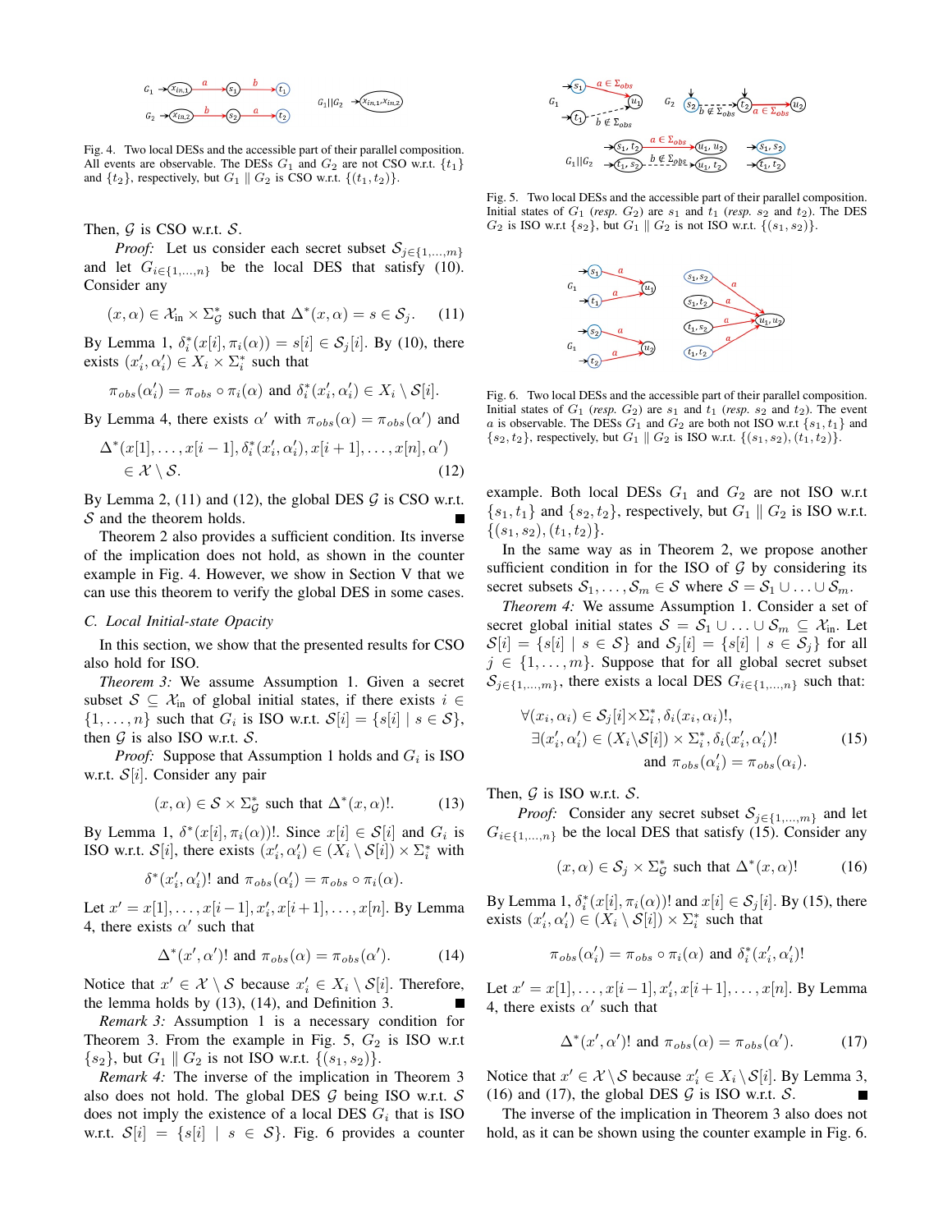Fig. 4. Two local DESs and the accessible part of their parallel composition. All events are observable. The DESs $G_1$ and $G_2$ are not CSO w.r.t. $\{t_1\}$ and $\{t_2\}$, respectively, but $G_1 \parallel G_2$ is CSO w.r.t. $\{(t_1, t_2)\}$.

Then, $\mathcal{G}$ is CSO w.r.t. $\mathcal{S}$.

*Proof:* Let us consider each secret subset $\mathcal{S}_{j\in\{1,\ldots,m\}}$ and let $G_{i\in\{1,\ldots,n\}}$ be the local DES that satisfy (10). Consider any

$$(x, \alpha) \in \mathcal{X}_{\text{in}} \times \Sigma_{\mathcal{G}}^* \text{ such that } \Delta^*(x, \alpha) = s \in \mathcal{S}_j. \quad (11)$$

By Lemma 1, $\delta_i^*(x[i], \pi_i(\alpha)) = s[i] \in \mathcal{S}_j[i]$. By (10), there exists $(x_i', \alpha_i') \in X_i \times \Sigma_i^*$ such that

$$\pi_{obs}(\alpha_i') = \pi_{obs} \circ \pi_i(\alpha) \text{ and } \delta_i^*(x_i', \alpha_i') \in X_i \setminus \mathcal{S}[i].$$

By Lemma 4, there exists $\alpha'$ with $\pi_{obs}(\alpha) = \pi_{obs}(\alpha')$ and

$$\Delta^*(x[1], \ldots, x[i-1], \delta_i^*(x_i', \alpha_i'), x[i+1], \ldots, x[n], \alpha') \in \mathcal{X} \setminus \mathcal{S}. \quad (12)$$

By Lemma 2, (11) and (12), the global DES $\mathcal{G}$ is CSO w.r.t. $\mathcal{S}$ and the theorem holds. ∎

Theorem 2 also provides a sufficient condition. Its inverse of the implication does not hold, as shown in the counter example in Fig. 4. However, we show in Section V that we can use this theorem to verify the global DES in some cases.

### C. Local Initial-state Opacity

In this section, we show that the presented results for CSO also hold for ISO.

*Theorem 3:* We assume Assumption 1. Given a secret subset $\mathcal{S} \subseteq \mathcal{X}_{\text{in}}$ of global initial states, if there exists $i \in \{1, \ldots, n\}$ such that $G_i$ is ISO w.r.t. $\mathcal{S}[i] = \{s[i] \mid s \in \mathcal{S}\}$, then $\mathcal{G}$ is also ISO w.r.t. $\mathcal{S}$.

*Proof:* Suppose that Assumption 1 holds and $G_i$ is ISO w.r.t. $\mathcal{S}[i]$. Consider any pair

$$(x, \alpha) \in \mathcal{S} \times \Sigma_{\mathcal{G}}^* \text{ such that } \Delta^*(x, \alpha)!. \quad (13)$$

By Lemma 1, $\delta^*(x[i], \pi_i(\alpha))!$. Since $x[i] \in \mathcal{S}[i]$ and $G_i$ is ISO w.r.t. $\mathcal{S}[i]$, there exists $(x_i', \alpha_i') \in (X_i \setminus \mathcal{S}[i]) \times \Sigma_i^*$ with

$$\delta^*(x_i', \alpha_i')! \text{ and } \pi_{obs}(\alpha_i') = \pi_{obs} \circ \pi_i(\alpha).$$

Let $x' = x[1], \ldots, x[i-1], x_i', x[i+1], \ldots, x[n]$. By Lemma 4, there exists $\alpha'$ such that

$$\Delta^*(x', \alpha')! \text{ and } \pi_{obs}(\alpha) = \pi_{obs}(\alpha'). \quad (14)$$

Notice that $x' \in \mathcal{X} \setminus \mathcal{S}$ because $x_i' \in X_i \setminus \mathcal{S}[i]$. Therefore, the lemma holds by (13), (14), and Definition 3. ∎

*Remark 3:* Assumption 1 is a necessary condition for Theorem 3. From the example in Fig. 5, $G_2$ is ISO w.r.t $\{s_2\}$, but $G_1 \parallel G_2$ is not ISO w.r.t. $\{(s_1, s_2)\}$.

*Remark 4:* The inverse of the implication in Theorem 3 also does not hold. The global DES $\mathcal{G}$ being ISO w.r.t. $\mathcal{S}$ does not imply the existence of a local DES $G_i$ that is ISO w.r.t. $\mathcal{S}[i] = \{s[i] \mid s \in \mathcal{S}\}$. Fig. 6 provides a counter example. Both local DESs $G_1$ and $G_2$ are not ISO w.r.t $\{s_1, t_1\}$ and $\{s_2, t_2\}$, respectively, but $G_1 \parallel G_2$ is ISO w.r.t. $\{(s_1, s_2), (t_1, t_2)\}$.

Fig. 5. Two local DESs and the accessible part of their parallel composition. Initial states of $G_1$ (*resp.* $G_2$) are $s_1$ and $t_1$ (*resp.* $s_2$ and $t_2$). The DES $G_2$ is ISO w.r.t $\{s_2\}$, but $G_1 \parallel G_2$ is not ISO w.r.t. $\{(s_1, s_2)\}$.

Fig. 6. Two local DESs and the accessible part of their parallel composition. Initial states of $G_1$ (*resp.* $G_2$) are $s_1$ and $t_1$ (*resp.* $s_2$ and $t_2$). The event $a$ is observable. The DESs $G_1$ and $G_2$ are both not ISO w.r.t $\{s_1, t_1\}$ and $\{s_2, t_2\}$, respectively, but $G_1 \parallel G_2$ is ISO w.r.t. $\{(s_1, s_2), (t_1, t_2)\}$.

In the same way as in Theorem 2, we propose another sufficient condition in for the ISO of $\mathcal{G}$ by considering its secret subsets $\mathcal{S}_1, \ldots, \mathcal{S}_m \in \mathcal{S}$ where $\mathcal{S} = \mathcal{S}_1 \cup \ldots \cup \mathcal{S}_m$.

*Theorem 4:* We assume Assumption 1. Consider a set of secret global initial states $\mathcal{S} = \mathcal{S}_1 \cup \ldots \cup \mathcal{S}_m \subseteq \mathcal{X}_{\text{in}}$. Let $\mathcal{S}[i] = \{s[i] \mid s \in \mathcal{S}\}$ and $\mathcal{S}_j[i] = \{s[i] \mid s \in \mathcal{S}_j\}$ for all $j \in \{1, \ldots, m\}$. Suppose that for all global secret subset $\mathcal{S}_{j\in\{1,\ldots,m\}}$, there exists a local DES $G_{i\in\{1,\ldots,n\}}$ such that:

$$\begin{aligned} &\forall (x_i, \alpha_i) \in \mathcal{S}_j[i] \times \Sigma_i^*, \delta_i(x_i, \alpha_i)!, \\ &\quad \exists (x_i', \alpha_i') \in (X_i \setminus \mathcal{S}[i]) \times \Sigma_i^*, \delta_i(x_i', \alpha_i')! \\ &\quad\quad \text{and } \pi_{obs}(\alpha_i') = \pi_{obs}(\alpha_i). \end{aligned} \quad (15)$$

Then, $\mathcal{G}$ is ISO w.r.t. $\mathcal{S}$.

*Proof:* Consider any secret subset $\mathcal{S}_{j\in\{1,\ldots,m\}}$ and let $G_{i\in\{1,\ldots,n\}}$ be the local DES that satisfy (15). Consider any

$$(x, \alpha) \in \mathcal{S}_j \times \Sigma_{\mathcal{G}}^* \text{ such that } \Delta^*(x, \alpha)! \quad (16)$$

By Lemma 1, $\delta_i^*(x[i], \pi_i(\alpha))!$ and $x[i] \in \mathcal{S}_j[i]$. By (15), there exists $(x_i', \alpha_i') \in (X_i \setminus \mathcal{S}[i]) \times \Sigma_i^*$ such that

$$\pi_{obs}(\alpha_i') = \pi_{obs} \circ \pi_i(\alpha) \text{ and } \delta_i^*(x_i', \alpha_i')!$$

Let $x' = x[1], \ldots, x[i-1], x_i', x[i+1], \ldots, x[n]$. By Lemma 4, there exists $\alpha'$ such that

$$\Delta^*(x', \alpha')! \text{ and } \pi_{obs}(\alpha) = \pi_{obs}(\alpha'). \quad (17)$$

Notice that $x' \in \mathcal{X} \setminus \mathcal{S}$ because $x_i' \in X_i \setminus \mathcal{S}[i]$. By Lemma 3, (16) and (17), the global DES $\mathcal{G}$ is ISO w.r.t. $\mathcal{S}$. ∎

The inverse of the implication in Theorem 3 also does not hold, as it can be shown using the counter example in Fig. 6.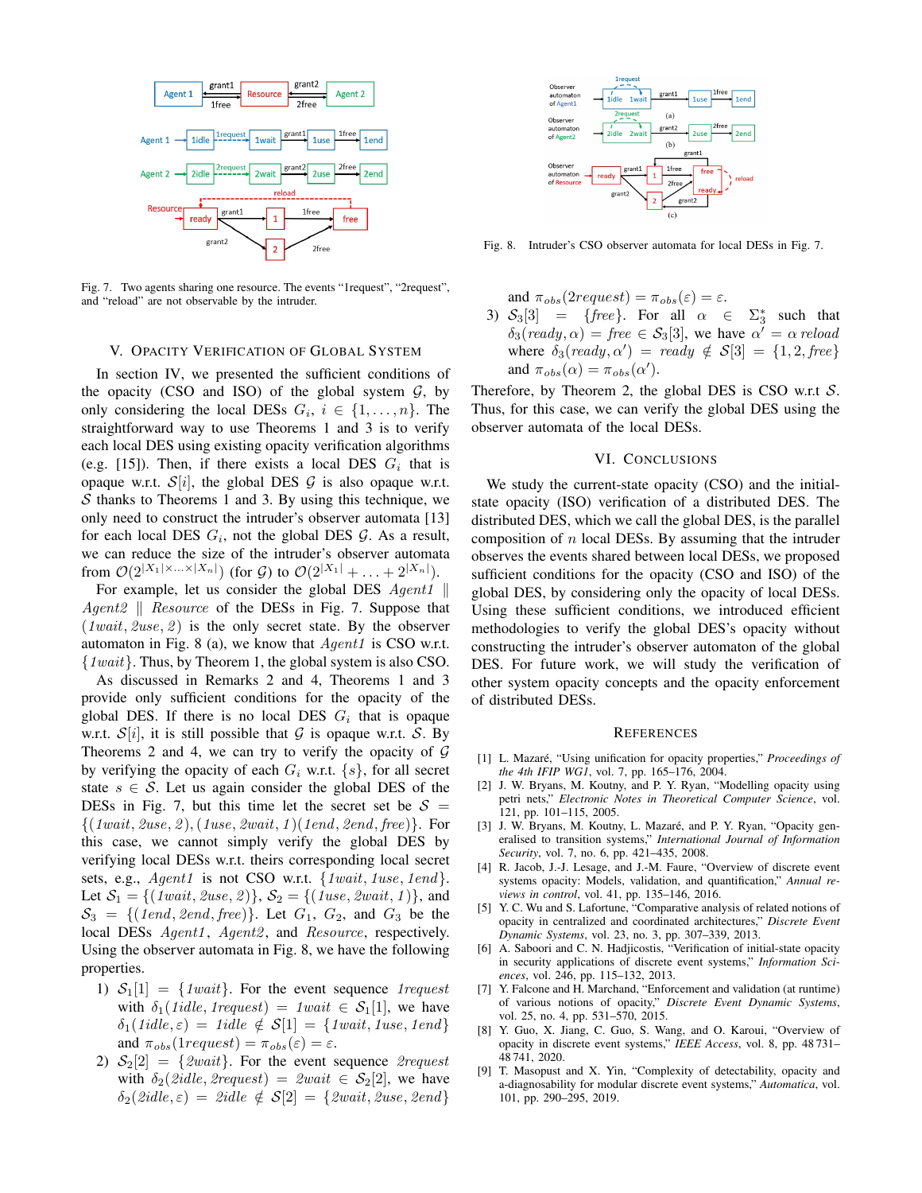Fig. 7. Two agents sharing one resource. The events "1request", "2request", and "reload" are not observable by the intruder.

Fig. 8. Intruder's CSO observer automata for local DESs in Fig. 7.

## V. Opacity Verification of Global System

In section IV, we presented the sufficient conditions of the opacity (CSO and ISO) of the global system $\mathcal{G}$, by only considering the local DESs $G_i$, $i \in \{1, \ldots, n\}$. The straightforward way to use Theorems 1 and 3 is to verify each local DES using existing opacity verification algorithms (e.g. [15]). Then, if there exists a local DES $G_i$ that is opaque w.r.t. $\mathcal{S}[i]$, the global DES $\mathcal{G}$ is also opaque w.r.t. $\mathcal{S}$ thanks to Theorems 1 and 3. By using this technique, we only need to construct the intruder's observer automata [13] for each local DES $G_i$, not the global DES $\mathcal{G}$. As a result, we can reduce the size of the intruder's observer automata from $\mathcal{O}(2^{|X_1| \times \ldots \times |X_n|})$ (for $\mathcal{G}$) to $\mathcal{O}(2^{|X_1|} + \ldots + 2^{|X_n|})$.

For example, let us consider the global DES $Agent1 \parallel Agent2 \parallel Resource$ of the DESs in Fig. 7. Suppose that $(1wait, 2use, 2)$ is the only secret state. By the observer automaton in Fig. 8 (a), we know that $Agent1$ is CSO w.r.t. $\{1wait\}$. Thus, by Theorem 1, the global system is also CSO.

As discussed in Remarks 2 and 4, Theorems 1 and 3 provide only sufficient conditions for the opacity of the global DES. If there is no local DES $G_i$ that is opaque w.r.t. $\mathcal{S}[i]$, it is still possible that $\mathcal{G}$ is opaque w.r.t. $\mathcal{S}$. By Theorems 2 and 4, we can try to verify the opacity of $\mathcal{G}$ by verifying the opacity of each $G_i$ w.r.t. $\{s\}$, for all secret state $s \in \mathcal{S}$. Let us again consider the global DES of the DESs in Fig. 7, but this time let the secret set be $\mathcal{S} = \{(1wait, 2use, 2), (1use, 2wait, 1)(1end, 2end, free)\}$. For this case, we cannot simply verify the global DES by verifying local DESs w.r.t. theirs corresponding local secret sets, e.g., $Agent1$ is not CSO w.r.t. $\{1wait, 1use, 1end\}$. Let $\mathcal{S}_1 = \{(1wait, 2use, 2)\}$, $\mathcal{S}_2 = \{(1use, 2wait, 1)\}$, and $\mathcal{S}_3 = \{(1end, 2end, free)\}$. Let $G_1$, $G_2$, and $G_3$ be the local DESs $Agent1$, $Agent2$, and $Resource$, respectively. Using the observer automata in Fig. 8, we have the following properties.

1) $\mathcal{S}_1[1] = \{1wait\}$. For the event sequence $1request$ with $\delta_1(1idle, 1request) = 1wait \in \mathcal{S}_1[1]$, we have $\delta_1(1idle, \varepsilon) = 1idle \notin \mathcal{S}[1] = \{1wait, 1use, 1end\}$ and $\pi_{obs}(1request) = \pi_{obs}(\varepsilon) = \varepsilon$.
2) $\mathcal{S}_2[2] = \{2wait\}$. For the event sequence $2request$ with $\delta_2(2idle, 2request) = 2wait \in \mathcal{S}_2[2]$, we have $\delta_2(2idle, \varepsilon) = 2idle \notin \mathcal{S}[2] = \{2wait, 2use, 2end\}$ and $\pi_{obs}(2request) = \pi_{obs}(\varepsilon) = \varepsilon$.
3) $\mathcal{S}_3[3] = \{free\}$. For all $\alpha \in \Sigma_3^*$ such that $\delta_3(ready, \alpha) = free \in \mathcal{S}_3[3]$, we have $\alpha' = \alpha\, reload$ where $\delta_3(ready, \alpha') = ready \notin \mathcal{S}[3] = \{1, 2, free\}$ and $\pi_{obs}(\alpha) = \pi_{obs}(\alpha')$.

Therefore, by Theorem 2, the global DES is CSO w.r.t. $\mathcal{S}$. Thus, for this case, we can verify the global DES using the observer automata of the local DESs.

## VI. Conclusions

We study the current-state opacity (CSO) and the initial-state opacity (ISO) verification of a distributed DES. The distributed DES, which we call the global DES, is the parallel composition of $n$ local DESs. By assuming that the intruder observes the events shared between local DESs, we proposed sufficient conditions for the opacity (CSO and ISO) of the global DES, by considering only the opacity of local DESs. Using these sufficient conditions, we introduced efficient methodologies to verify the global DES's opacity without constructing the intruder's observer automaton of the global DES. For future work, we will study the verification of other system opacity concepts and the opacity enforcement of distributed DESs.

## References

[1] L. Mazaré, "Using unification for opacity properties," *Proceedings of the 4th IFIP WG1*, vol. 7, pp. 165–176, 2004.

[2] J. W. Bryans, M. Koutny, and P. Y. Ryan, "Modelling opacity using petri nets," *Electronic Notes in Theoretical Computer Science*, vol. 121, pp. 101–115, 2005.

[3] J. W. Bryans, M. Koutny, L. Mazaré, and P. Y. Ryan, "Opacity generalised to transition systems," *International Journal of Information Security*, vol. 7, no. 6, pp. 421–435, 2008.

[4] R. Jacob, J.-J. Lesage, and J.-M. Faure, "Overview of discrete event systems opacity: Models, validation, and quantification," *Annual reviews in control*, vol. 41, pp. 135–146, 2016.

[5] Y. C. Wu and S. Lafortune, "Comparative analysis of related notions of opacity in centralized and coordinated architectures," *Discrete Event Dynamic Systems*, vol. 23, no. 3, pp. 307–339, 2013.

[6] A. Saboori and C. N. Hadjicostis, "Verification of initial-state opacity in security applications of discrete event systems," *Information Sciences*, vol. 246, pp. 115–132, 2013.

[7] Y. Falcone and H. Marchand, "Enforcement and validation (at runtime) of various notions of opacity," *Discrete Event Dynamic Systems*, vol. 25, no. 4, pp. 531–570, 2015.

[8] Y. Guo, X. Jiang, C. Guo, S. Wang, and O. Karoui, "Overview of opacity in discrete event systems," *IEEE Access*, vol. 8, pp. 48 731–48 741, 2020.

[9] T. Masopust and X. Yin, "Complexity of detectability, opacity and a-diagnosability for modular discrete event systems," *Automatica*, vol. 101, pp. 290–295, 2019.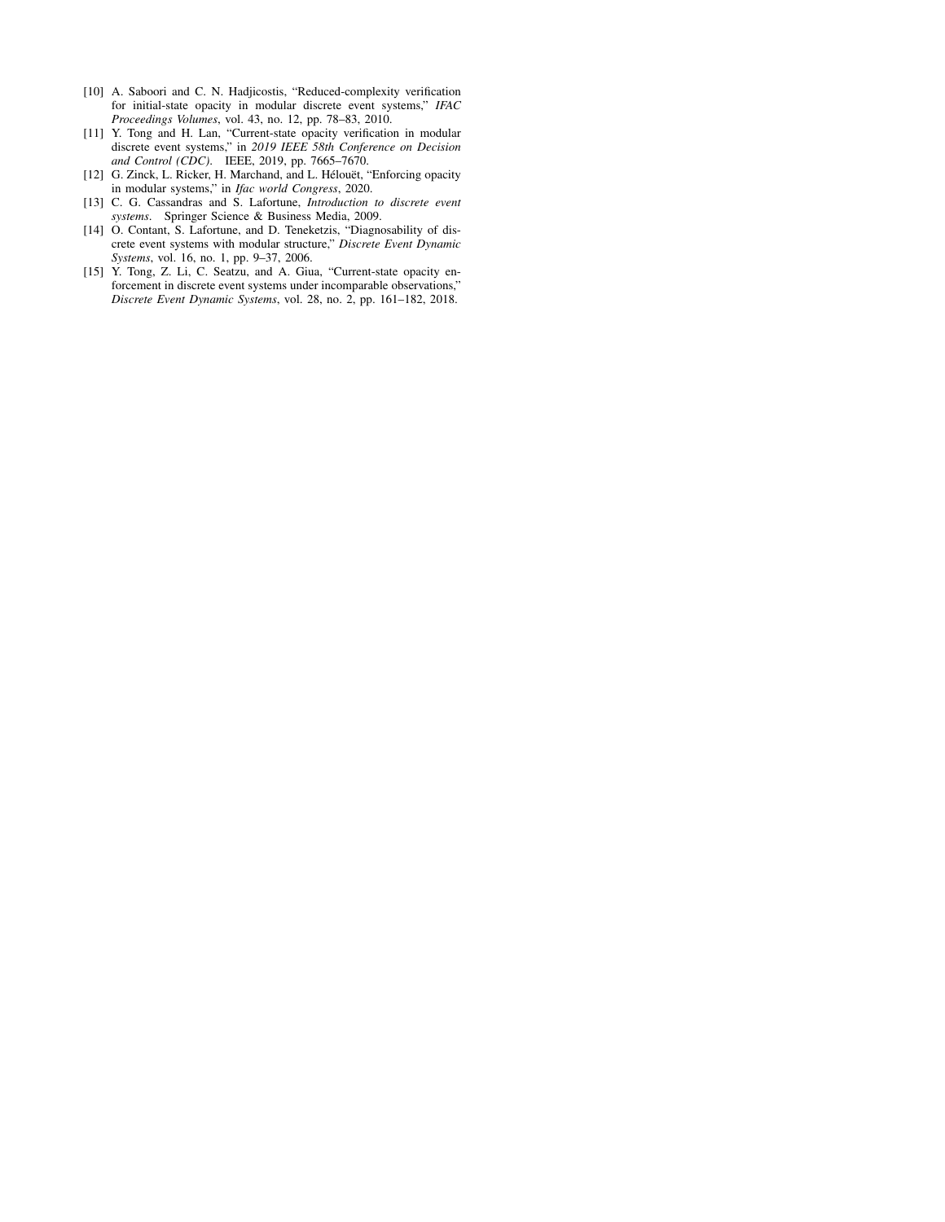[10] A. Saboori and C. N. Hadjicostis, "Reduced-complexity verification for initial-state opacity in modular discrete event systems," *IFAC Proceedings Volumes*, vol. 43, no. 12, pp. 78–83, 2010.

[11] Y. Tong and H. Lan, "Current-state opacity verification in modular discrete event systems," in *2019 IEEE 58th Conference on Decision and Control (CDC)*. IEEE, 2019, pp. 7665–7670.

[12] G. Zinck, L. Ricker, H. Marchand, and L. Hélouët, "Enforcing opacity in modular systems," in *Ifac world Congress*, 2020.

[13] C. G. Cassandras and S. Lafortune, *Introduction to discrete event systems*. Springer Science & Business Media, 2009.

[14] O. Contant, S. Lafortune, and D. Teneketzis, "Diagnosability of discrete event systems with modular structure," *Discrete Event Dynamic Systems*, vol. 16, no. 1, pp. 9–37, 2006.

[15] Y. Tong, Z. Li, C. Seatzu, and A. Giua, "Current-state opacity enforcement in discrete event systems under incomparable observations," *Discrete Event Dynamic Systems*, vol. 28, no. 2, pp. 161–182, 2018.